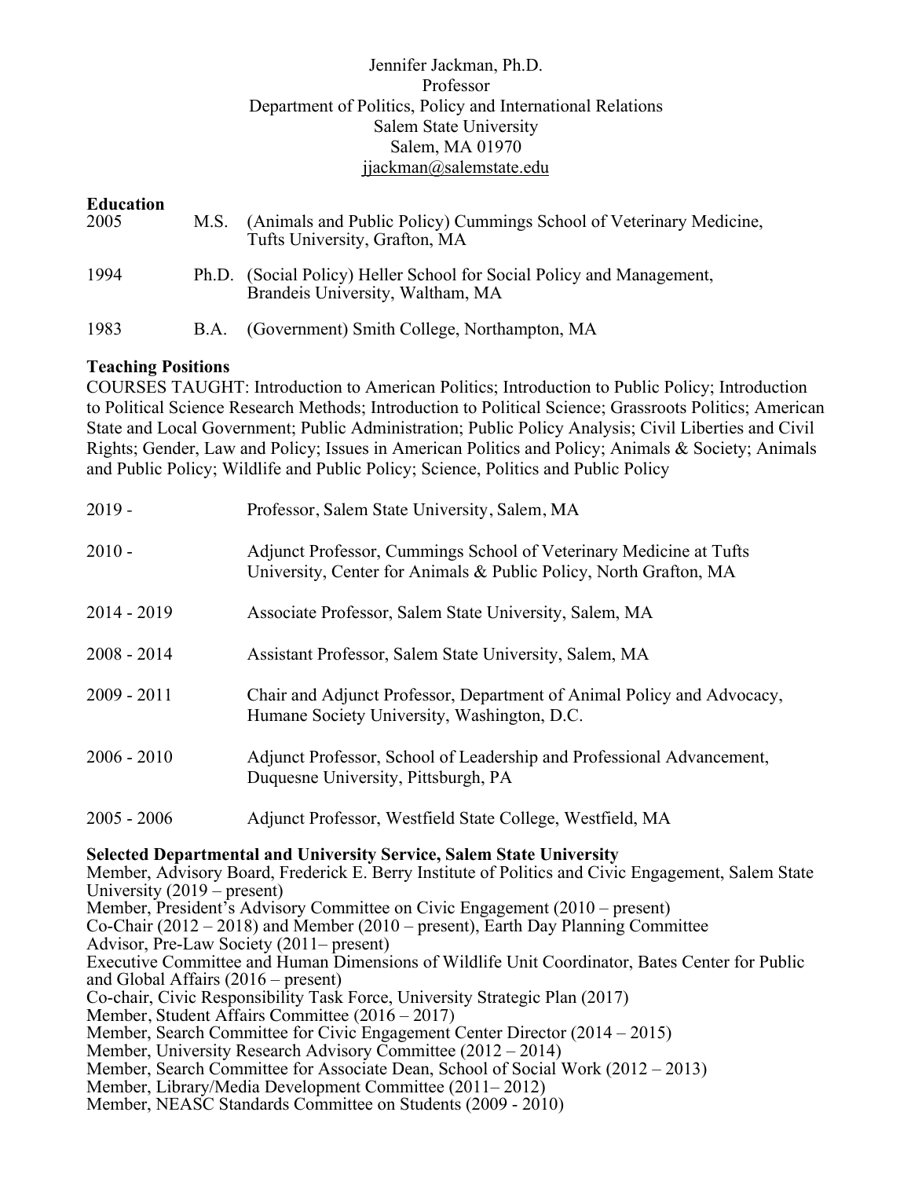Jennifer Jackman, Ph.D.
Professor
Department of Politics, Policy and International Relations
Salem State University
Salem, MA 01970
jjackman@salemstate.edu

## Education

| | | |
|---|---|---|
| 2005 | M.S. | (Animals and Public Policy) Cummings School of Veterinary Medicine, Tufts University, Grafton, MA |
| 1994 | Ph.D. | (Social Policy) Heller School for Social Policy and Management, Brandeis University, Waltham, MA |
| 1983 | B.A. | (Government) Smith College, Northampton, MA |

## Teaching Positions

COURSES TAUGHT: Introduction to American Politics; Introduction to Public Policy; Introduction to Political Science Research Methods; Introduction to Political Science; Grassroots Politics; American State and Local Government; Public Administration; Public Policy Analysis; Civil Liberties and Civil Rights; Gender, Law and Policy; Issues in American Politics and Policy; Animals & Society; Animals and Public Policy; Wildlife and Public Policy; Science, Politics and Public Policy

| | |
|---|---|
| 2019 - | Professor, Salem State University, Salem, MA |
| 2010 - | Adjunct Professor, Cummings School of Veterinary Medicine at Tufts University, Center for Animals & Public Policy, North Grafton, MA |
| 2014 - 2019 | Associate Professor, Salem State University, Salem, MA |
| 2008 - 2014 | Assistant Professor, Salem State University, Salem, MA |
| 2009 - 2011 | Chair and Adjunct Professor, Department of Animal Policy and Advocacy, Humane Society University, Washington, D.C. |
| 2006 - 2010 | Adjunct Professor, School of Leadership and Professional Advancement, Duquesne University, Pittsburgh, PA |
| 2005 - 2006 | Adjunct Professor, Westfield State College, Westfield, MA |

## Selected Departmental and University Service, Salem State University

Member, Advisory Board, Frederick E. Berry Institute of Politics and Civic Engagement, Salem State University (2019 – present)
Member, President's Advisory Committee on Civic Engagement (2010 – present)
Co-Chair (2012 – 2018) and Member (2010 – present), Earth Day Planning Committee
Advisor, Pre-Law Society (2011– present)
Executive Committee and Human Dimensions of Wildlife Unit Coordinator, Bates Center for Public and Global Affairs (2016 – present)
Co-chair, Civic Responsibility Task Force, University Strategic Plan (2017)
Member, Student Affairs Committee (2016 – 2017)
Member, Search Committee for Civic Engagement Center Director (2014 – 2015)
Member, University Research Advisory Committee (2012 – 2014)
Member, Search Committee for Associate Dean, School of Social Work (2012 – 2013)
Member, Library/Media Development Committee (2011– 2012)
Member, NEASC Standards Committee on Students (2009 - 2010)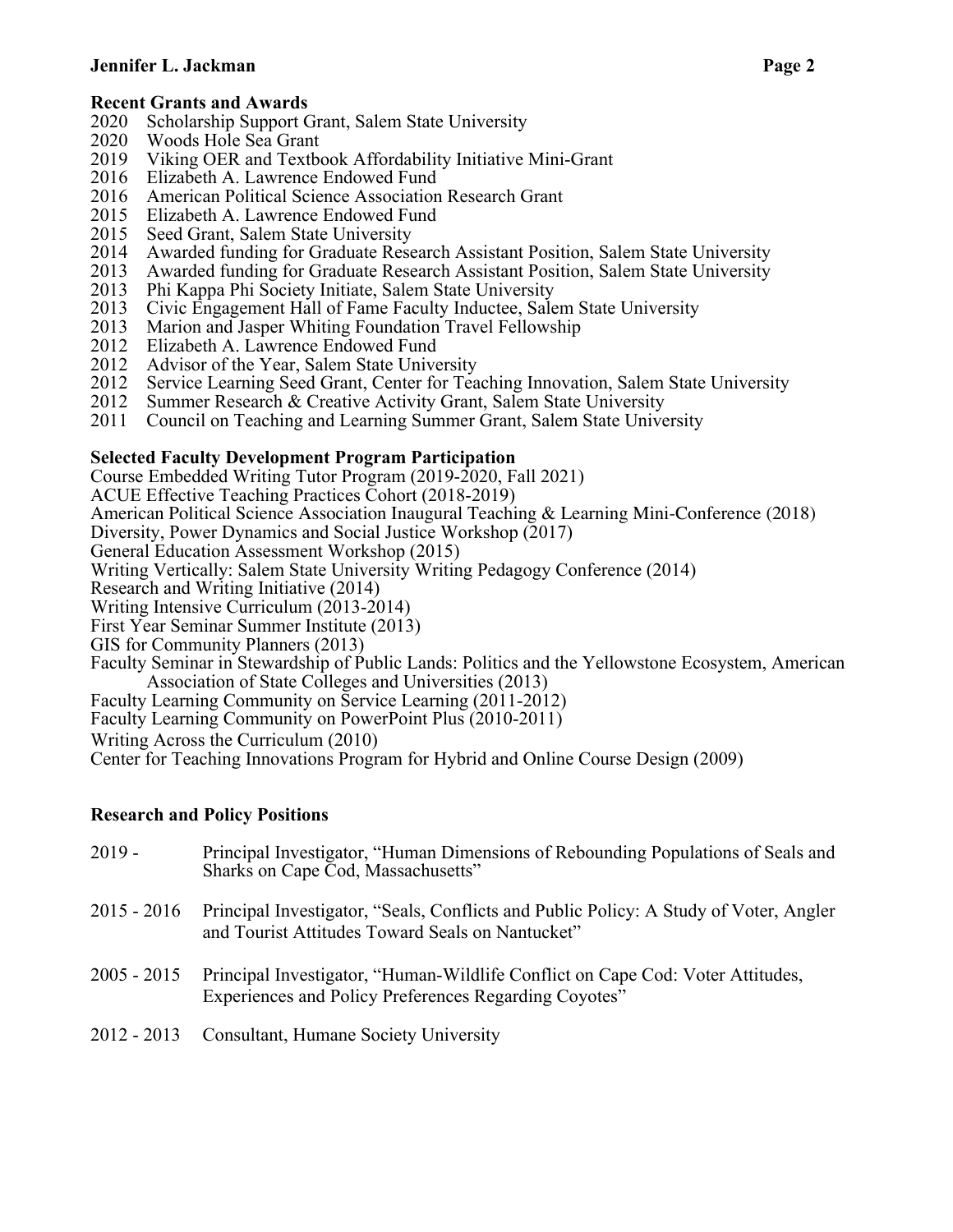## Recent Grants and Awards

2020 Scholarship Support Grant, Salem State University
2020 Woods Hole Sea Grant
2019 Viking OER and Textbook Affordability Initiative Mini-Grant
2016 Elizabeth A. Lawrence Endowed Fund
2016 American Political Science Association Research Grant
2015 Elizabeth A. Lawrence Endowed Fund
2015 Seed Grant, Salem State University
2014 Awarded funding for Graduate Research Assistant Position, Salem State University
2013 Awarded funding for Graduate Research Assistant Position, Salem State University
2013 Phi Kappa Phi Society Initiate, Salem State University
2013 Civic Engagement Hall of Fame Faculty Inductee, Salem State University
2013 Marion and Jasper Whiting Foundation Travel Fellowship
2012 Elizabeth A. Lawrence Endowed Fund
2012 Advisor of the Year, Salem State University
2012 Service Learning Seed Grant, Center for Teaching Innovation, Salem State University
2012 Summer Research & Creative Activity Grant, Salem State University
2011 Council on Teaching and Learning Summer Grant, Salem State University

## Selected Faculty Development Program Participation

Course Embedded Writing Tutor Program (2019-2020, Fall 2021)
ACUE Effective Teaching Practices Cohort (2018-2019)
American Political Science Association Inaugural Teaching & Learning Mini-Conference (2018)
Diversity, Power Dynamics and Social Justice Workshop (2017)
General Education Assessment Workshop (2015)
Writing Vertically: Salem State University Writing Pedagogy Conference (2014)
Research and Writing Initiative (2014)
Writing Intensive Curriculum (2013-2014)
First Year Seminar Summer Institute (2013)
GIS for Community Planners (2013)
Faculty Seminar in Stewardship of Public Lands: Politics and the Yellowstone Ecosystem, American Association of State Colleges and Universities (2013)
Faculty Learning Community on Service Learning (2011-2012)
Faculty Learning Community on PowerPoint Plus (2010-2011)
Writing Across the Curriculum (2010)
Center for Teaching Innovations Program for Hybrid and Online Course Design (2009)

## Research and Policy Positions

2019 - Principal Investigator, "Human Dimensions of Rebounding Populations of Seals and Sharks on Cape Cod, Massachusetts"

2015 - 2016 Principal Investigator, "Seals, Conflicts and Public Policy: A Study of Voter, Angler and Tourist Attitudes Toward Seals on Nantucket"

2005 - 2015 Principal Investigator, "Human-Wildlife Conflict on Cape Cod: Voter Attitudes, Experiences and Policy Preferences Regarding Coyotes"

2012 - 2013 Consultant, Humane Society University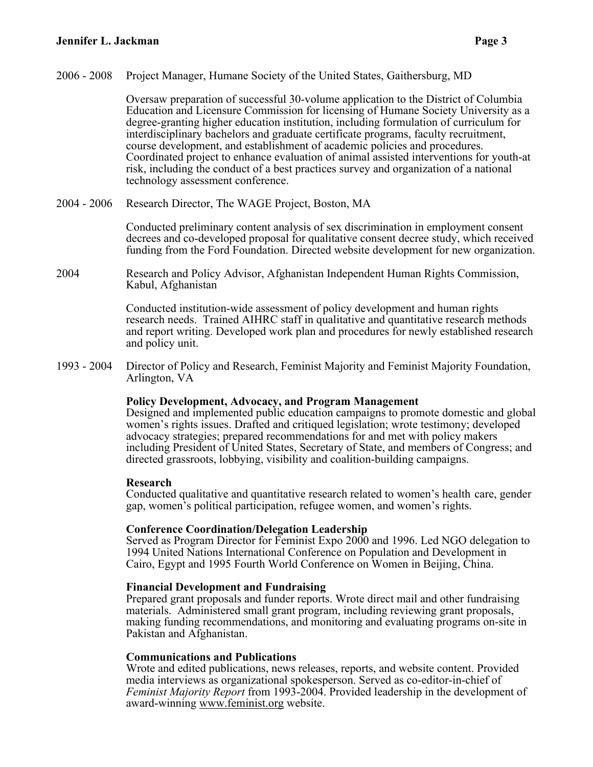2006 - 2008 Project Manager, Humane Society of the United States, Gaithersburg, MD

Oversaw preparation of successful 30-volume application to the District of Columbia Education and Licensure Commission for licensing of Humane Society University as a degree-granting higher education institution, including formulation of curriculum for interdisciplinary bachelors and graduate certificate programs, faculty recruitment, course development, and establishment of academic policies and procedures. Coordinated project to enhance evaluation of animal assisted interventions for youth-at risk, including the conduct of a best practices survey and organization of a national technology assessment conference.

2004 - 2006 Research Director, The WAGE Project, Boston, MA

Conducted preliminary content analysis of sex discrimination in employment consent decrees and co-developed proposal for qualitative consent decree study, which received funding from the Ford Foundation. Directed website development for new organization.

2004 Research and Policy Advisor, Afghanistan Independent Human Rights Commission, Kabul, Afghanistan

Conducted institution-wide assessment of policy development and human rights research needs. Trained AIHRC staff in qualitative and quantitative research methods and report writing. Developed work plan and procedures for newly established research and policy unit.

1993 - 2004 Director of Policy and Research, Feminist Majority and Feminist Majority Foundation, Arlington, VA

**Policy Development, Advocacy, and Program Management**
Designed and implemented public education campaigns to promote domestic and global women's rights issues. Drafted and critiqued legislation; wrote testimony; developed advocacy strategies; prepared recommendations for and met with policy makers including President of United States, Secretary of State, and members of Congress; and directed grassroots, lobbying, visibility and coalition-building campaigns.

**Research**
Conducted qualitative and quantitative research related to women's health care, gender gap, women's political participation, refugee women, and women's rights.

**Conference Coordination/Delegation Leadership**
Served as Program Director for Feminist Expo 2000 and 1996. Led NGO delegation to 1994 United Nations International Conference on Population and Development in Cairo, Egypt and 1995 Fourth World Conference on Women in Beijing, China.

**Financial Development and Fundraising**
Prepared grant proposals and funder reports. Wrote direct mail and other fundraising materials. Administered small grant program, including reviewing grant proposals, making funding recommendations, and monitoring and evaluating programs on-site in Pakistan and Afghanistan.

**Communications and Publications**
Wrote and edited publications, news releases, reports, and website content. Provided media interviews as organizational spokesperson. Served as co-editor-in-chief of *Feminist Majority Report* from 1993-2004. Provided leadership in the development of award-winning www.feminist.org website.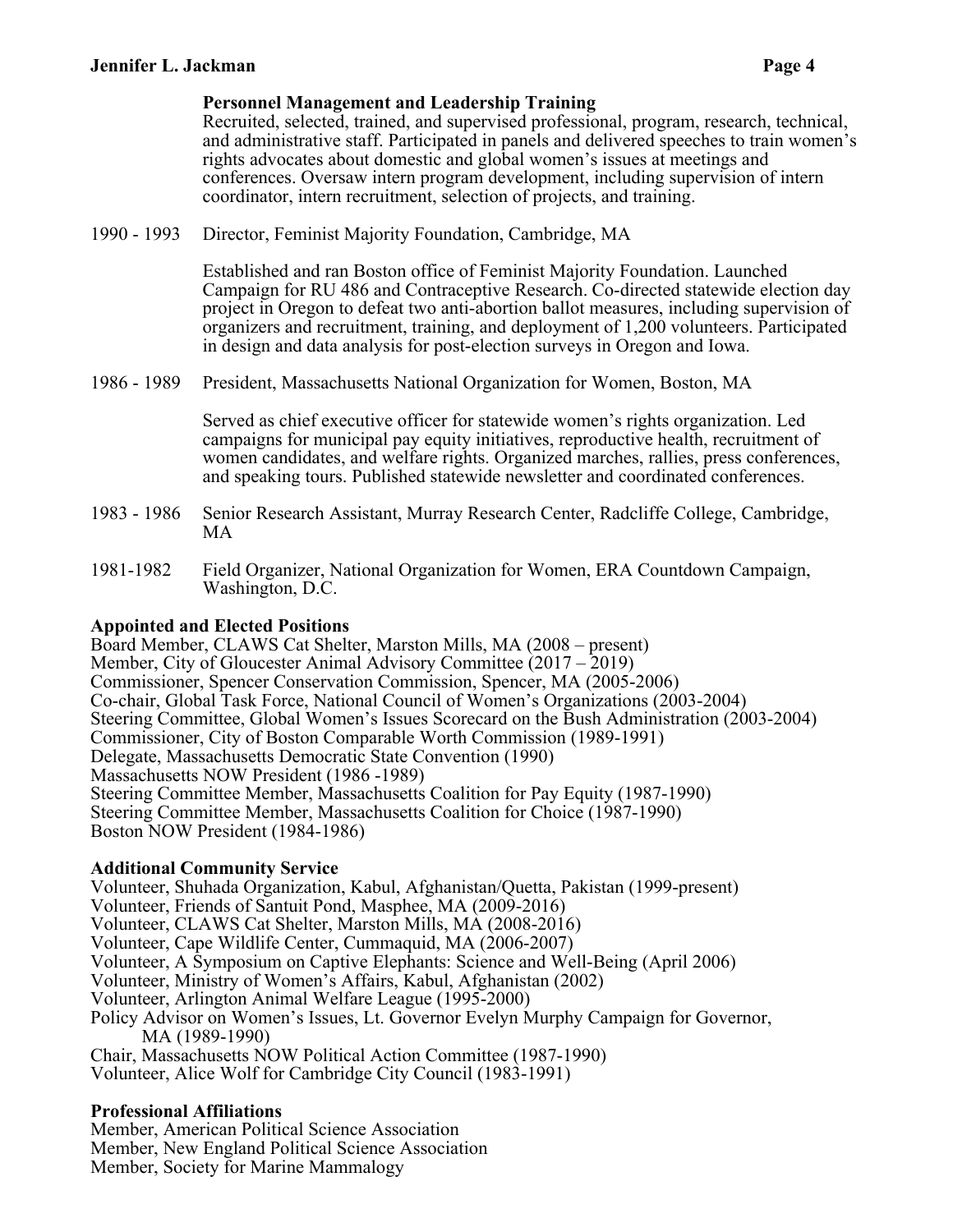**Personnel Management and Leadership Training**
Recruited, selected, trained, and supervised professional, program, research, technical, and administrative staff. Participated in panels and delivered speeches to train women's rights advocates about domestic and global women's issues at meetings and conferences. Oversaw intern program development, including supervision of intern coordinator, intern recruitment, selection of projects, and training.

1990 - 1993 Director, Feminist Majority Foundation, Cambridge, MA

Established and ran Boston office of Feminist Majority Foundation. Launched Campaign for RU 486 and Contraceptive Research. Co-directed statewide election day project in Oregon to defeat two anti-abortion ballot measures, including supervision of organizers and recruitment, training, and deployment of 1,200 volunteers. Participated in design and data analysis for post-election surveys in Oregon and Iowa.

1986 - 1989 President, Massachusetts National Organization for Women, Boston, MA

Served as chief executive officer for statewide women's rights organization. Led campaigns for municipal pay equity initiatives, reproductive health, recruitment of women candidates, and welfare rights. Organized marches, rallies, press conferences, and speaking tours. Published statewide newsletter and coordinated conferences.

1983 - 1986 Senior Research Assistant, Murray Research Center, Radcliffe College, Cambridge, MA

1981-1982 Field Organizer, National Organization for Women, ERA Countdown Campaign, Washington, D.C.

## Appointed and Elected Positions

Board Member, CLAWS Cat Shelter, Marston Mills, MA (2008 – present)
Member, City of Gloucester Animal Advisory Committee (2017 – 2019)
Commissioner, Spencer Conservation Commission, Spencer, MA (2005-2006)
Co-chair, Global Task Force, National Council of Women's Organizations (2003-2004)
Steering Committee, Global Women's Issues Scorecard on the Bush Administration (2003-2004)
Commissioner, City of Boston Comparable Worth Commission (1989-1991)
Delegate, Massachusetts Democratic State Convention (1990)
Massachusetts NOW President (1986 -1989)
Steering Committee Member, Massachusetts Coalition for Pay Equity (1987-1990)
Steering Committee Member, Massachusetts Coalition for Choice (1987-1990)
Boston NOW President (1984-1986)

## Additional Community Service

Volunteer, Shuhada Organization, Kabul, Afghanistan/Quetta, Pakistan (1999-present)
Volunteer, Friends of Santuit Pond, Masphee, MA (2009-2016)
Volunteer, CLAWS Cat Shelter, Marston Mills, MA (2008-2016)
Volunteer, Cape Wildlife Center, Cummaquid, MA (2006-2007)
Volunteer, A Symposium on Captive Elephants: Science and Well-Being (April 2006)
Volunteer, Ministry of Women's Affairs, Kabul, Afghanistan (2002)
Volunteer, Arlington Animal Welfare League (1995-2000)
Policy Advisor on Women's Issues, Lt. Governor Evelyn Murphy Campaign for Governor, MA (1989-1990)
Chair, Massachusetts NOW Political Action Committee (1987-1990)
Volunteer, Alice Wolf for Cambridge City Council (1983-1991)

## Professional Affiliations

Member, American Political Science Association
Member, New England Political Science Association
Member, Society for Marine Mammalogy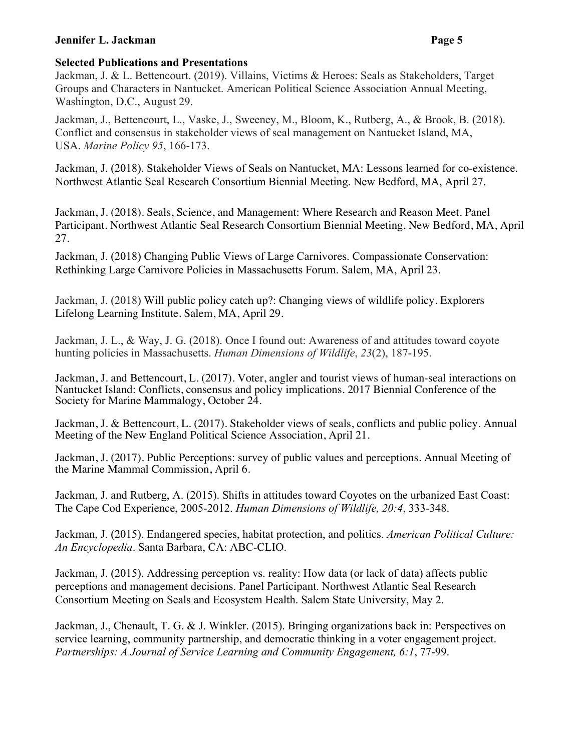**Selected Publications and Presentations**

Jackman, J. & L. Bettencourt. (2019). Villains, Victims & Heroes: Seals as Stakeholders, Target Groups and Characters in Nantucket. American Political Science Association Annual Meeting, Washington, D.C., August 29.

Jackman, J., Bettencourt, L., Vaske, J., Sweeney, M., Bloom, K., Rutberg, A., & Brook, B. (2018). Conflict and consensus in stakeholder views of seal management on Nantucket Island, MA, USA. *Marine Policy 95*, 166-173.

Jackman, J. (2018). Stakeholder Views of Seals on Nantucket, MA: Lessons learned for co-existence. Northwest Atlantic Seal Research Consortium Biennial Meeting. New Bedford, MA, April 27.

Jackman, J. (2018). Seals, Science, and Management: Where Research and Reason Meet. Panel Participant. Northwest Atlantic Seal Research Consortium Biennial Meeting. New Bedford, MA, April 27.

Jackman, J. (2018) Changing Public Views of Large Carnivores. Compassionate Conservation: Rethinking Large Carnivore Policies in Massachusetts Forum. Salem, MA, April 23.

Jackman, J. (2018) Will public policy catch up?: Changing views of wildlife policy. Explorers Lifelong Learning Institute. Salem, MA, April 29.

Jackman, J. L., & Way, J. G. (2018). Once I found out: Awareness of and attitudes toward coyote hunting policies in Massachusetts. *Human Dimensions of Wildlife*, *23*(2), 187-195.

Jackman, J. and Bettencourt, L. (2017). Voter, angler and tourist views of human-seal interactions on Nantucket Island: Conflicts, consensus and policy implications. 2017 Biennial Conference of the Society for Marine Mammalogy, October 24.

Jackman, J. & Bettencourt, L. (2017). Stakeholder views of seals, conflicts and public policy. Annual Meeting of the New England Political Science Association, April 21.

Jackman, J. (2017). Public Perceptions: survey of public values and perceptions. Annual Meeting of the Marine Mammal Commission, April 6.

Jackman, J. and Rutberg, A. (2015). Shifts in attitudes toward Coyotes on the urbanized East Coast: The Cape Cod Experience, 2005-2012. *Human Dimensions of Wildlife, 20:4*, 333-348.

Jackman, J. (2015). Endangered species, habitat protection, and politics. *American Political Culture: An Encyclopedia*. Santa Barbara, CA: ABC-CLIO.

Jackman, J. (2015). Addressing perception vs. reality: How data (or lack of data) affects public perceptions and management decisions. Panel Participant. Northwest Atlantic Seal Research Consortium Meeting on Seals and Ecosystem Health. Salem State University, May 2.

Jackman, J., Chenault, T. G. & J. Winkler. (2015). Bringing organizations back in: Perspectives on service learning, community partnership, and democratic thinking in a voter engagement project. *Partnerships: A Journal of Service Learning and Community Engagement, 6:1*, 77-99.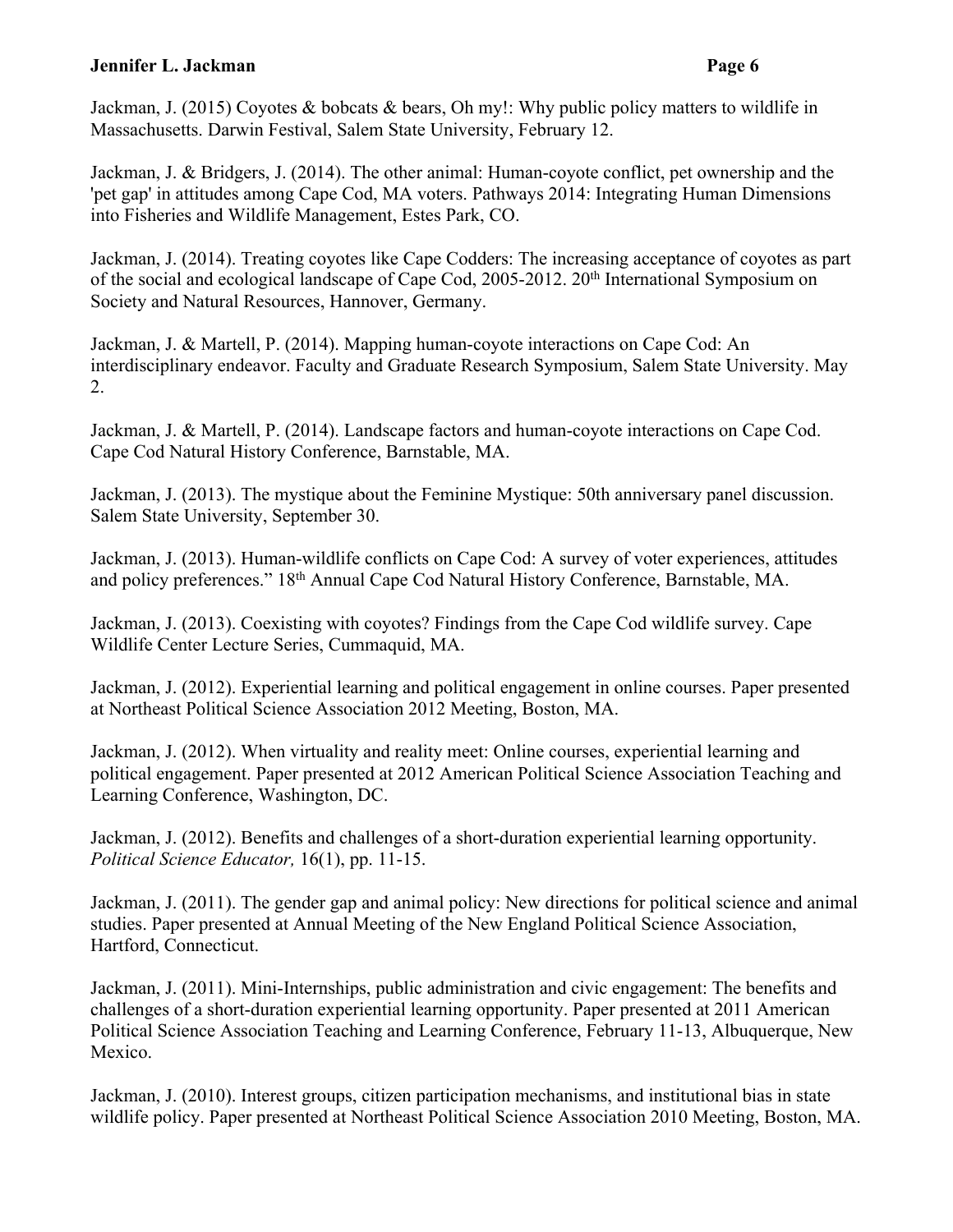Jackman, J. (2015) Coyotes & bobcats & bears, Oh my!: Why public policy matters to wildlife in Massachusetts. Darwin Festival, Salem State University, February 12.

Jackman, J. & Bridgers, J. (2014). The other animal: Human-coyote conflict, pet ownership and the 'pet gap' in attitudes among Cape Cod, MA voters. Pathways 2014: Integrating Human Dimensions into Fisheries and Wildlife Management, Estes Park, CO.

Jackman, J. (2014). Treating coyotes like Cape Codders: The increasing acceptance of coyotes as part of the social and ecological landscape of Cape Cod, 2005-2012. 20th International Symposium on Society and Natural Resources, Hannover, Germany.

Jackman, J. & Martell, P. (2014). Mapping human-coyote interactions on Cape Cod: An interdisciplinary endeavor. Faculty and Graduate Research Symposium, Salem State University. May 2.

Jackman, J. & Martell, P. (2014). Landscape factors and human-coyote interactions on Cape Cod. Cape Cod Natural History Conference, Barnstable, MA.

Jackman, J. (2013). The mystique about the Feminine Mystique: 50th anniversary panel discussion. Salem State University, September 30.

Jackman, J. (2013). Human-wildlife conflicts on Cape Cod: A survey of voter experiences, attitudes and policy preferences." 18th Annual Cape Cod Natural History Conference, Barnstable, MA.

Jackman, J. (2013). Coexisting with coyotes? Findings from the Cape Cod wildlife survey. Cape Wildlife Center Lecture Series, Cummaquid, MA.

Jackman, J. (2012). Experiential learning and political engagement in online courses. Paper presented at Northeast Political Science Association 2012 Meeting, Boston, MA.

Jackman, J. (2012). When virtuality and reality meet: Online courses, experiential learning and political engagement. Paper presented at 2012 American Political Science Association Teaching and Learning Conference, Washington, DC.

Jackman, J. (2012). Benefits and challenges of a short-duration experiential learning opportunity. *Political Science Educator,* 16(1), pp. 11-15.

Jackman, J. (2011). The gender gap and animal policy: New directions for political science and animal studies. Paper presented at Annual Meeting of the New England Political Science Association, Hartford, Connecticut.

Jackman, J. (2011). Mini-Internships, public administration and civic engagement: The benefits and challenges of a short-duration experiential learning opportunity. Paper presented at 2011 American Political Science Association Teaching and Learning Conference, February 11-13, Albuquerque, New Mexico.

Jackman, J. (2010). Interest groups, citizen participation mechanisms, and institutional bias in state wildlife policy. Paper presented at Northeast Political Science Association 2010 Meeting, Boston, MA.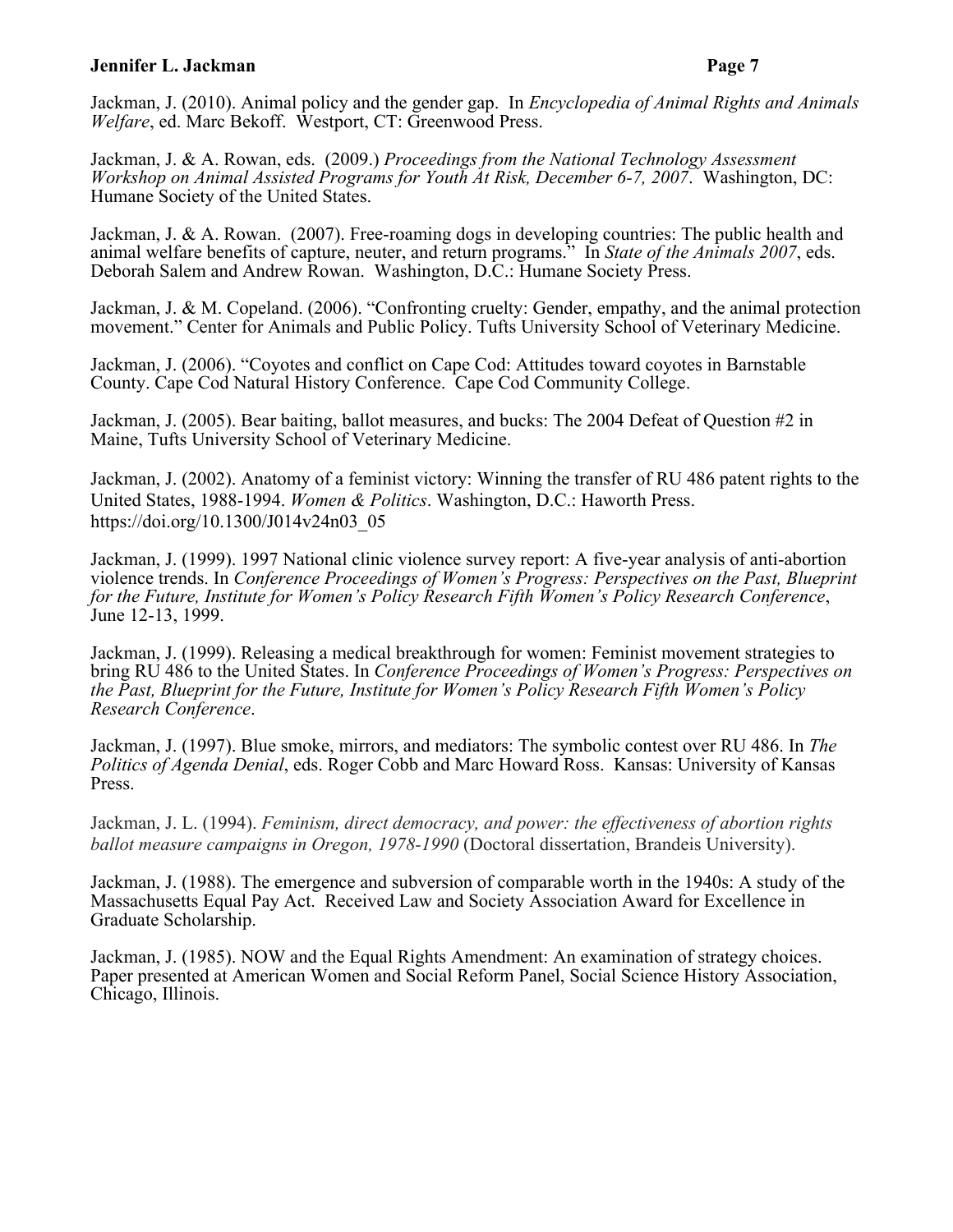Jackman, J. (2010). Animal policy and the gender gap. In *Encyclopedia of Animal Rights and Animals Welfare*, ed. Marc Bekoff. Westport, CT: Greenwood Press.

Jackman, J. & A. Rowan, eds. (2009.) *Proceedings from the National Technology Assessment Workshop on Animal Assisted Programs for Youth At Risk, December 6-7, 2007*. Washington, DC: Humane Society of the United States.

Jackman, J. & A. Rowan. (2007). Free-roaming dogs in developing countries: The public health and animal welfare benefits of capture, neuter, and return programs." In *State of the Animals 2007*, eds. Deborah Salem and Andrew Rowan. Washington, D.C.: Humane Society Press.

Jackman, J. & M. Copeland. (2006). "Confronting cruelty: Gender, empathy, and the animal protection movement." Center for Animals and Public Policy. Tufts University School of Veterinary Medicine.

Jackman, J. (2006). "Coyotes and conflict on Cape Cod: Attitudes toward coyotes in Barnstable County. Cape Cod Natural History Conference. Cape Cod Community College.

Jackman, J. (2005). Bear baiting, ballot measures, and bucks: The 2004 Defeat of Question #2 in Maine, Tufts University School of Veterinary Medicine.

Jackman, J. (2002). Anatomy of a feminist victory: Winning the transfer of RU 486 patent rights to the United States, 1988-1994. *Women & Politics*. Washington, D.C.: Haworth Press. https://doi.org/10.1300/J014v24n03_05

Jackman, J. (1999). 1997 National clinic violence survey report: A five-year analysis of anti-abortion violence trends. In *Conference Proceedings of Women's Progress: Perspectives on the Past, Blueprint for the Future, Institute for Women's Policy Research Fifth Women's Policy Research Conference*, June 12-13, 1999.

Jackman, J. (1999). Releasing a medical breakthrough for women: Feminist movement strategies to bring RU 486 to the United States. In *Conference Proceedings of Women's Progress: Perspectives on the Past, Blueprint for the Future, Institute for Women's Policy Research Fifth Women's Policy Research Conference*.

Jackman, J. (1997). Blue smoke, mirrors, and mediators: The symbolic contest over RU 486. In *The Politics of Agenda Denial*, eds. Roger Cobb and Marc Howard Ross. Kansas: University of Kansas Press.

Jackman, J. L. (1994). *Feminism, direct democracy, and power: the effectiveness of abortion rights ballot measure campaigns in Oregon, 1978-1990* (Doctoral dissertation, Brandeis University).

Jackman, J. (1988). The emergence and subversion of comparable worth in the 1940s: A study of the Massachusetts Equal Pay Act. Received Law and Society Association Award for Excellence in Graduate Scholarship.

Jackman, J. (1985). NOW and the Equal Rights Amendment: An examination of strategy choices. Paper presented at American Women and Social Reform Panel, Social Science History Association, Chicago, Illinois.